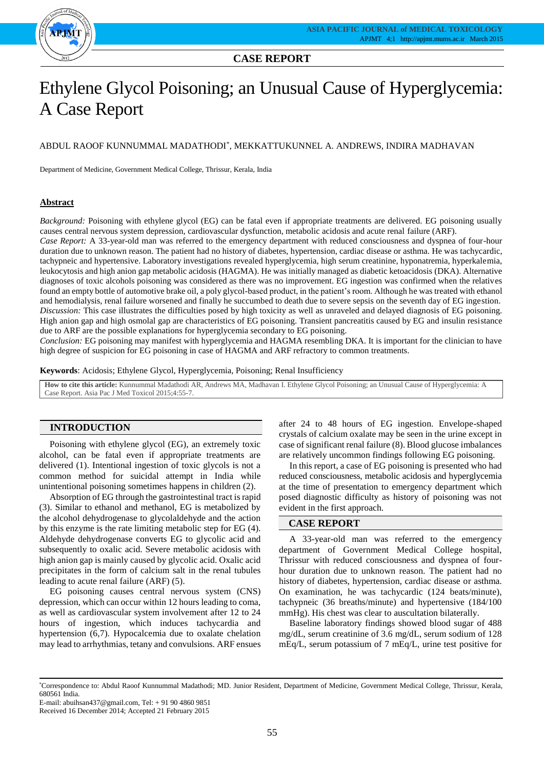**CASE REPORT**

# Ethylene Glycol Poisoning; an Unusual Cause of Hyperglycemia: A Case Report

ABDUL RAOOF KUNNUMMAL MADATHODI*, MEKKATTUKUNNEL A. ANDREWS, INDIRA MADHAVAN

Department of Medicine, Government Medical College, Thrissur, Kerala, India

## Abstract

*Background:* Poisoning with ethylene glycol (EG) can be fatal even if appropriate treatments are delivered. EG poisoning usually causes central nervous system depression, cardiovascular dysfunction, metabolic acidosis and acute renal failure (ARF).
*Case Report:* A 33-year-old man was referred to the emergency department with reduced consciousness and dyspnea of four-hour duration due to unknown reason. The patient had no history of diabetes, hypertension, cardiac disease or asthma. He was tachycardic, tachypneic and hypertensive. Laboratory investigations revealed hyperglycemia, high serum creatinine, hyponatremia, hyperkalemia, leukocytosis and high anion gap metabolic acidosis (HAGMA). He was initially managed as diabetic ketoacidosis (DKA). Alternative diagnoses of toxic alcohols poisoning was considered as there was no improvement. EG ingestion was confirmed when the relatives found an empty bottle of automotive brake oil, a poly glycol-based product, in the patient's room. Although he was treated with ethanol and hemodialysis, renal failure worsened and finally he succumbed to death due to severe sepsis on the seventh day of EG ingestion.
*Discussion:* This case illustrates the difficulties posed by high toxicity as well as unraveled and delayed diagnosis of EG poisoning. High anion gap and high osmolal gap are characteristics of EG poisoning. Transient pancreatitis caused by EG and insulin resistance due to ARF are the possible explanations for hyperglycemia secondary to EG poisoning.
*Conclusion:* EG poisoning may manifest with hyperglycemia and HAGMA resembling DKA. It is important for the clinician to have high degree of suspicion for EG poisoning in case of HAGMA and ARF refractory to common treatments.

**Keywords**: Acidosis; Ethylene Glycol, Hyperglycemia, Poisoning; Renal Insufficiency

**How to cite this article:** Kunnummal Madathodi AR, Andrews MA, Madhavan I. Ethylene Glycol Poisoning; an Unusual Cause of Hyperglycemia: A Case Report. Asia Pac J Med Toxicol 2015;4:55-7.

## INTRODUCTION

Poisoning with ethylene glycol (EG), an extremely toxic alcohol, can be fatal even if appropriate treatments are delivered (1). Intentional ingestion of toxic glycols is not a common method for suicidal attempt in India while unintentional poisoning sometimes happens in children (2).

Absorption of EG through the gastrointestinal tract is rapid (3). Similar to ethanol and methanol, EG is metabolized by the alcohol dehydrogenase to glycolaldehyde and the action by this enzyme is the rate limiting metabolic step for EG (4). Aldehyde dehydrogenase converts EG to glycolic acid and subsequently to oxalic acid. Severe metabolic acidosis with high anion gap is mainly caused by glycolic acid. Oxalic acid precipitates in the form of calcium salt in the renal tubules leading to acute renal failure (ARF) (5).

EG poisoning causes central nervous system (CNS) depression, which can occur within 12 hours leading to coma, as well as cardiovascular system involvement after 12 to 24 hours of ingestion, which induces tachycardia and hypertension (6,7). Hypocalcemia due to oxalate chelation may lead to arrhythmias, tetany and convulsions. ARF ensues after 24 to 48 hours of EG ingestion. Envelope-shaped crystals of calcium oxalate may be seen in the urine except in case of significant renal failure (8). Blood glucose imbalances are relatively uncommon findings following EG poisoning.

In this report, a case of EG poisoning is presented who had reduced consciousness, metabolic acidosis and hyperglycemia at the time of presentation to emergency department which posed diagnostic difficulty as history of poisoning was not evident in the first approach.

## CASE REPORT

A 33-year-old man was referred to the emergency department of Government Medical College hospital, Thrissur with reduced consciousness and dyspnea of four-hour duration due to unknown reason. The patient had no history of diabetes, hypertension, cardiac disease or asthma. On examination, he was tachycardic (124 beats/minute), tachypneic (36 breaths/minute) and hypertensive (184/100 mmHg). His chest was clear to auscultation bilaterally.

Baseline laboratory findings showed blood sugar of 488 mg/dL, serum creatinine of 3.6 mg/dL, serum sodium of 128 mEq/L, serum potassium of 7 mEq/L, urine test positive for

*Correspondence to: Abdul Raoof Kunnummal Madathodi; MD. Junior Resident, Department of Medicine, Government Medical College, Thrissur, Kerala, 680561 India.
E-mail: abuihsan437@gmail.com, Tel: + 91 90 4860 9851
Received 16 December 2014; Accepted 21 February 2015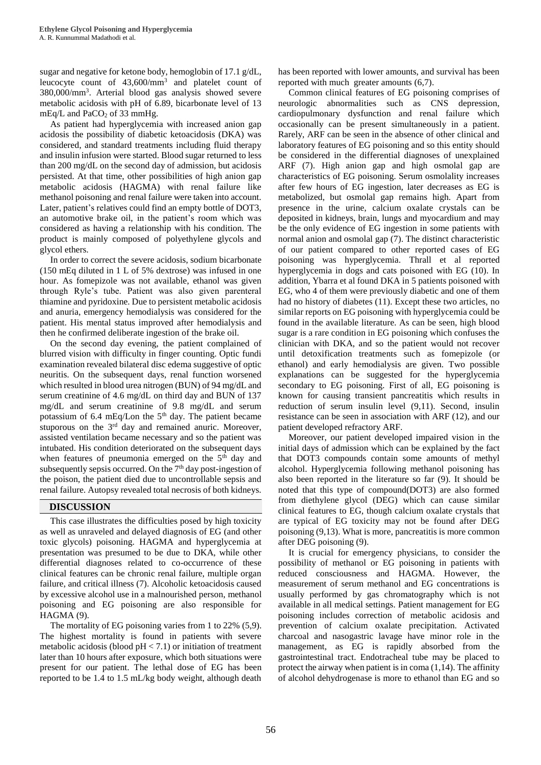sugar and negative for ketone body, hemoglobin of 17.1 g/dL, leucocyte count of 43,600/mm$^3$ and platelet count of 380,000/mm$^3$. Arterial blood gas analysis showed severe metabolic acidosis with pH of 6.89, bicarbonate level of 13 mEq/L and $PaCO_2$ of 33 mmHg.

As patient had hyperglycemia with increased anion gap acidosis the possibility of diabetic ketoacidosis (DKA) was considered, and standard treatments including fluid therapy and insulin infusion were started. Blood sugar returned to less than 200 mg/dL on the second day of admission, but acidosis persisted. At that time, other possibilities of high anion gap metabolic acidosis (HAGMA) with renal failure like methanol poisoning and renal failure were taken into account. Later, patient's relatives could find an empty bottle of DOT3, an automotive brake oil, in the patient's room which was considered as having a relationship with his condition. The product is mainly composed of polyethylene glycols and glycol ethers.

In order to correct the severe acidosis, sodium bicarbonate (150 mEq diluted in 1 L of 5% dextrose) was infused in one hour. As fomepizole was not available, ethanol was given through Ryle's tube. Patient was also given parenteral thiamine and pyridoxine. Due to persistent metabolic acidosis and anuria, emergency hemodialysis was considered for the patient. His mental status improved after hemodialysis and then he confirmed deliberate ingestion of the brake oil.

On the second day evening, the patient complained of blurred vision with difficulty in finger counting. Optic fundi examination revealed bilateral disc edema suggestive of optic neuritis. On the subsequent days, renal function worsened which resulted in blood urea nitrogen (BUN) of 94 mg/dL and serum creatinine of 4.6 mg/dL on third day and BUN of 137 mg/dL and serum creatinine of 9.8 mg/dL and serum potassium of 6.4 mEq/Lon the 5$^{th}$ day. The patient became stuporous on the 3$^{rd}$ day and remained anuric. Moreover, assisted ventilation became necessary and so the patient was intubated. His condition deteriorated on the subsequent days when features of pneumonia emerged on the 5$^{th}$ day and subsequently sepsis occurred. On the 7$^{th}$ day post-ingestion of the poison, the patient died due to uncontrollable sepsis and renal failure. Autopsy revealed total necrosis of both kidneys.

## DISCUSSION

This case illustrates the difficulties posed by high toxicity as well as unraveled and delayed diagnosis of EG (and other toxic glycols) poisoning. HAGMA and hyperglycemia at presentation was presumed to be due to DKA, while other differential diagnoses related to co-occurrence of these clinical features can be chronic renal failure, multiple organ failure, and critical illness (7). Alcoholic ketoacidosis caused by excessive alcohol use in a malnourished person, methanol poisoning and EG poisoning are also responsible for HAGMA (9).

The mortality of EG poisoning varies from 1 to 22% (5,9). The highest mortality is found in patients with severe metabolic acidosis (blood pH < 7.1) or initiation of treatment later than 10 hours after exposure, which both situations were present for our patient. The lethal dose of EG has been reported to be 1.4 to 1.5 mL/kg body weight, although death has been reported with lower amounts, and survival has been reported with much greater amounts (6,7).

Common clinical features of EG poisoning comprises of neurologic abnormalities such as CNS depression, cardiopulmonary dysfunction and renal failure which occasionally can be present simultaneously in a patient. Rarely, ARF can be seen in the absence of other clinical and laboratory features of EG poisoning and so this entity should be considered in the differential diagnoses of unexplained ARF (7). High anion gap and high osmolal gap are characteristics of EG poisoning. Serum osmolality increases after few hours of EG ingestion, later decreases as EG is metabolized, but osmolal gap remains high. Apart from presence in the urine, calcium oxalate crystals can be deposited in kidneys, brain, lungs and myocardium and may be the only evidence of EG ingestion in some patients with normal anion and osmolal gap (7). The distinct characteristic of our patient compared to other reported cases of EG poisoning was hyperglycemia. Thrall et al reported hyperglycemia in dogs and cats poisoned with EG (10). In addition, Ybarra et al found DKA in 5 patients poisoned with EG, who 4 of them were previously diabetic and one of them had no history of diabetes (11). Except these two articles, no similar reports on EG poisoning with hyperglycemia could be found in the available literature. As can be seen, high blood sugar is a rare condition in EG poisoning which confuses the clinician with DKA, and so the patient would not recover until detoxification treatments such as fomepizole (or ethanol) and early hemodialysis are given. Two possible explanations can be suggested for the hyperglycemia secondary to EG poisoning. First of all, EG poisoning is known for causing transient pancreatitis which results in reduction of serum insulin level (9,11). Second, insulin resistance can be seen in association with ARF (12), and our patient developed refractory ARF.

Moreover, our patient developed impaired vision in the initial days of admission which can be explained by the fact that DOT3 compounds contain some amounts of methyl alcohol. Hyperglycemia following methanol poisoning has also been reported in the literature so far (9). It should be noted that this type of compound(DOT3) are also formed from diethylene glycol (DEG) which can cause similar clinical features to EG, though calcium oxalate crystals that are typical of EG toxicity may not be found after DEG poisoning (9,13). What is more, pancreatitis is more common after DEG poisoning (9).

It is crucial for emergency physicians, to consider the possibility of methanol or EG poisoning in patients with reduced consciousness and HAGMA. However, the measurement of serum methanol and EG concentrations is usually performed by gas chromatography which is not available in all medical settings. Patient management for EG poisoning includes correction of metabolic acidosis and prevention of calcium oxalate precipitation. Activated charcoal and nasogastric lavage have minor role in the management, as EG is rapidly absorbed from the gastrointestinal tract. Endotracheal tube may be placed to protect the airway when patient is in coma (1,14). The affinity of alcohol dehydrogenase is more to ethanol than EG and so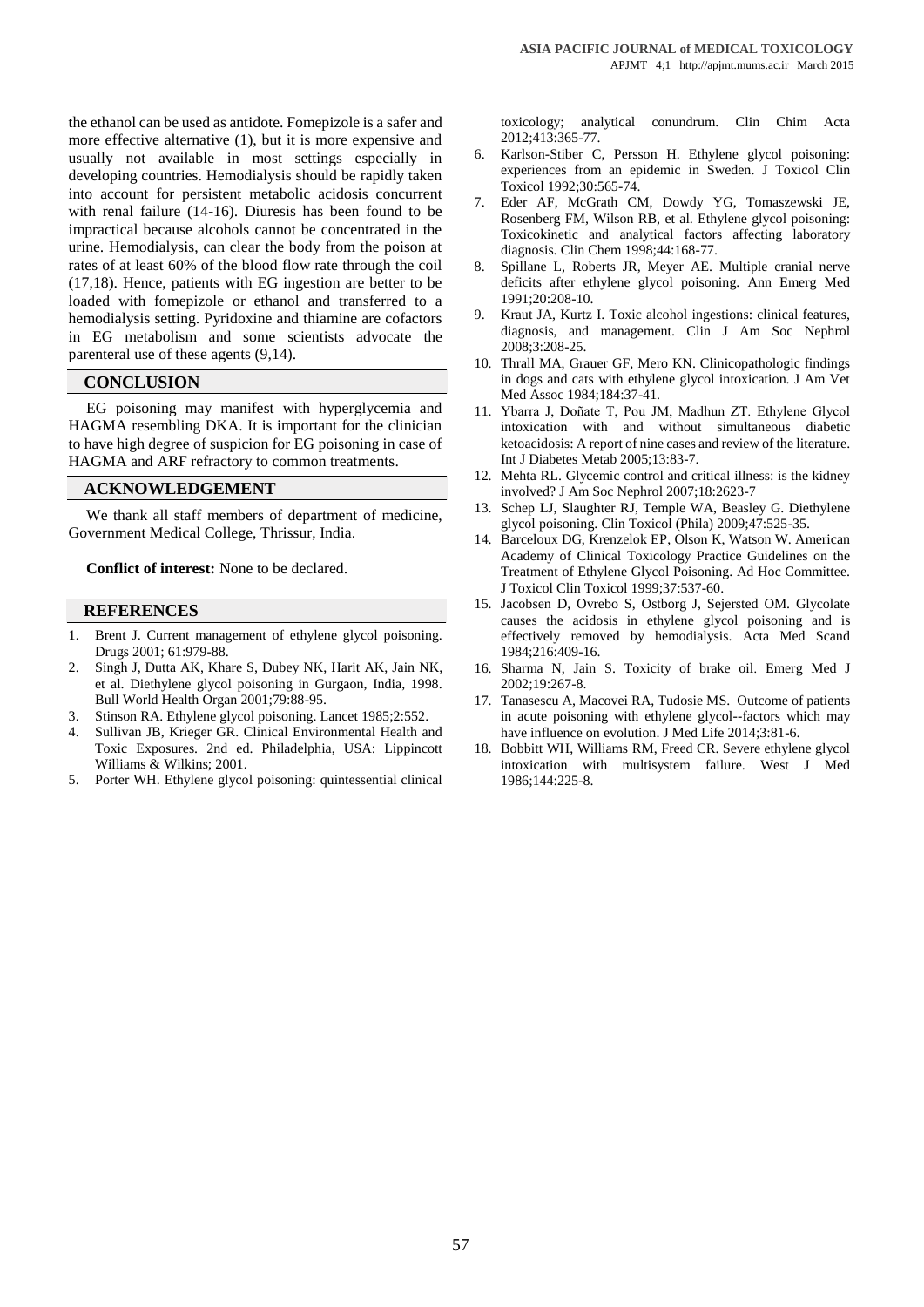the ethanol can be used as antidote. Fomepizole is a safer and more effective alternative (1), but it is more expensive and usually not available in most settings especially in developing countries. Hemodialysis should be rapidly taken into account for persistent metabolic acidosis concurrent with renal failure (14-16). Diuresis has been found to be impractical because alcohols cannot be concentrated in the urine. Hemodialysis, can clear the body from the poison at rates of at least 60% of the blood flow rate through the coil (17,18). Hence, patients with EG ingestion are better to be loaded with fomepizole or ethanol and transferred to a hemodialysis setting. Pyridoxine and thiamine are cofactors in EG metabolism and some scientists advocate the parenteral use of these agents (9,14).

## CONCLUSION

EG poisoning may manifest with hyperglycemia and HAGMA resembling DKA. It is important for the clinician to have high degree of suspicion for EG poisoning in case of HAGMA and ARF refractory to common treatments.

## ACKNOWLEDGEMENT

We thank all staff members of department of medicine, Government Medical College, Thrissur, India.

**Conflict of interest:** None to be declared.

## REFERENCES

1. Brent J. Current management of ethylene glycol poisoning. Drugs 2001; 61:979-88.
2. Singh J, Dutta AK, Khare S, Dubey NK, Harit AK, Jain NK, et al. Diethylene glycol poisoning in Gurgaon, India, 1998. Bull World Health Organ 2001;79:88-95.
3. Stinson RA. Ethylene glycol poisoning. Lancet 1985;2:552.
4. Sullivan JB, Krieger GR. Clinical Environmental Health and Toxic Exposures. 2nd ed. Philadelphia, USA: Lippincott Williams & Wilkins; 2001.
5. Porter WH. Ethylene glycol poisoning: quintessential clinical toxicology; analytical conundrum. Clin Chim Acta 2012;413:365-77.
6. Karlson-Stiber C, Persson H. Ethylene glycol poisoning: experiences from an epidemic in Sweden. J Toxicol Clin Toxicol 1992;30:565-74.
7. Eder AF, McGrath CM, Dowdy YG, Tomaszewski JE, Rosenberg FM, Wilson RB, et al. Ethylene glycol poisoning: Toxicokinetic and analytical factors affecting laboratory diagnosis. Clin Chem 1998;44:168-77.
8. Spillane L, Roberts JR, Meyer AE. Multiple cranial nerve deficits after ethylene glycol poisoning. Ann Emerg Med 1991;20:208-10.
9. Kraut JA, Kurtz I. Toxic alcohol ingestions: clinical features, diagnosis, and management. Clin J Am Soc Nephrol 2008;3:208-25.
10. Thrall MA, Grauer GF, Mero KN. Clinicopathologic findings in dogs and cats with ethylene glycol intoxication. J Am Vet Med Assoc 1984;184:37-41.
11. Ybarra J, Doñate T, Pou JM, Madhun ZT. Ethylene Glycol intoxication with and without simultaneous diabetic ketoacidosis: A report of nine cases and review of the literature. Int J Diabetes Metab 2005;13:83-7.
12. Mehta RL. Glycemic control and critical illness: is the kidney involved? J Am Soc Nephrol 2007;18:2623-7
13. Schep LJ, Slaughter RJ, Temple WA, Beasley G. Diethylene glycol poisoning. Clin Toxicol (Phila) 2009;47:525-35.
14. Barceloux DG, Krenzelok EP, Olson K, Watson W. American Academy of Clinical Toxicology Practice Guidelines on the Treatment of Ethylene Glycol Poisoning. Ad Hoc Committee. J Toxicol Clin Toxicol 1999;37:537-60.
15. Jacobsen D, Ovrebo S, Ostborg J, Sejersted OM. Glycolate causes the acidosis in ethylene glycol poisoning and is effectively removed by hemodialysis. Acta Med Scand 1984;216:409-16.
16. Sharma N, Jain S. Toxicity of brake oil. Emerg Med J 2002;19:267-8.
17. Tanasescu A, Macovei RA, Tudosie MS. Outcome of patients in acute poisoning with ethylene glycol--factors which may have influence on evolution. J Med Life 2014;3:81-6.
18. Bobbitt WH, Williams RM, Freed CR. Severe ethylene glycol intoxication with multisystem failure. West J Med 1986;144:225-8.